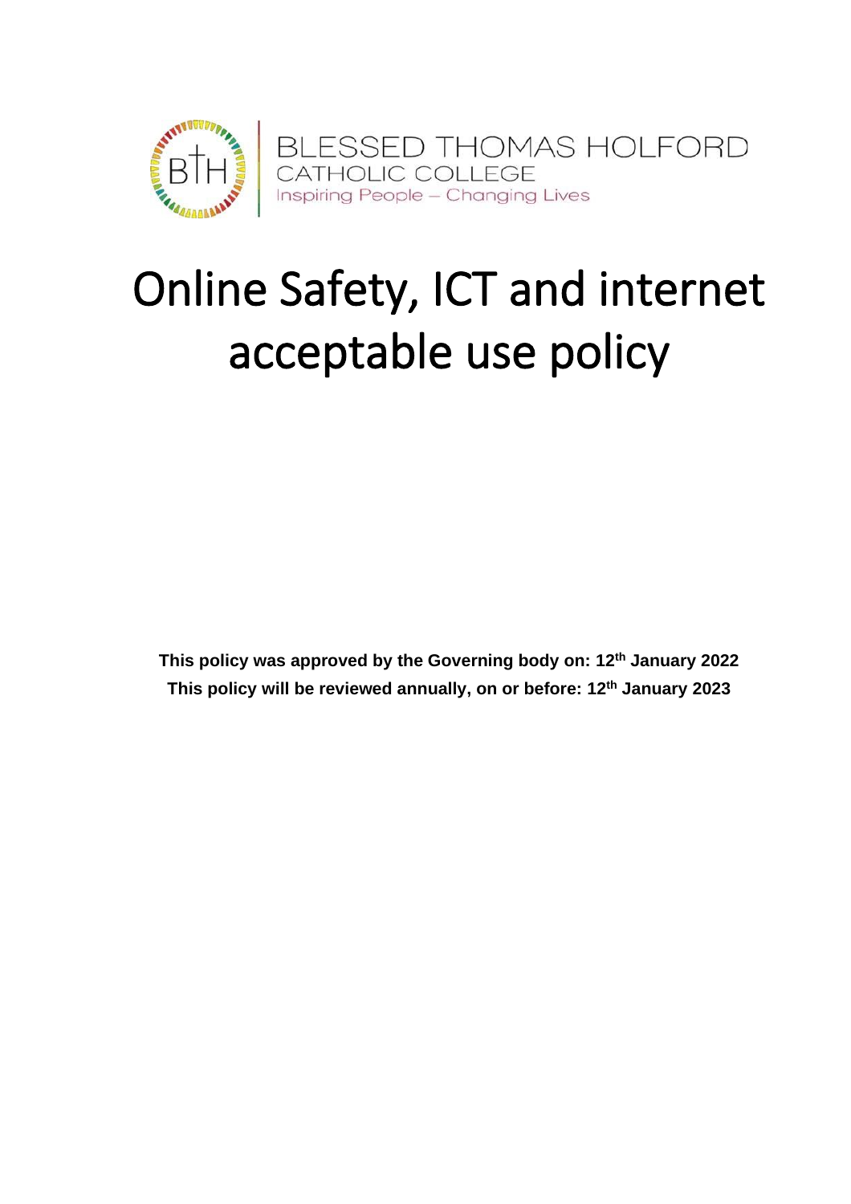BLESSED THOMAS HOLFORD
CATHOLIC COLLEGE
Inspiring People – Changing Lives

# Online Safety, ICT and internet acceptable use policy

**This policy was approved by the Governing body on: 12th January 2022**
**This policy will be reviewed annually, on or before: 12th January 2023**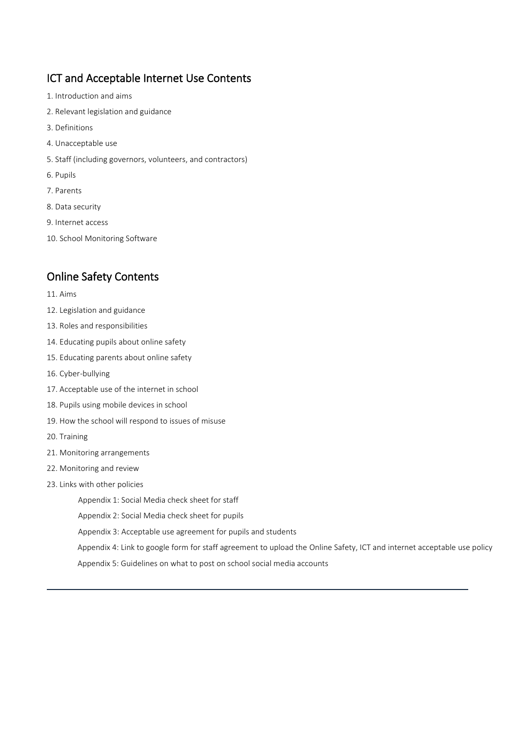## ICT and Acceptable Internet Use Contents

1. Introduction and aims
2. Relevant legislation and guidance
3. Definitions
4. Unacceptable use
5. Staff (including governors, volunteers, and contractors)
6. Pupils
7. Parents
8. Data security
9. Internet access
10. School Monitoring Software

## Online Safety Contents

11. Aims
12. Legislation and guidance
13. Roles and responsibilities
14. Educating pupils about online safety
15. Educating parents about online safety
16. Cyber-bullying
17. Acceptable use of the internet in school
18. Pupils using mobile devices in school
19. How the school will respond to issues of misuse
20. Training
21. Monitoring arrangements
22. Monitoring and review
23. Links with other policies

    Appendix 1: Social Media check sheet for staff

    Appendix 2: Social Media check sheet for pupils

    Appendix 3: Acceptable use agreement for pupils and students

    Appendix 4: Link to google form for staff agreement to upload the Online Safety, ICT and internet acceptable use policy

    Appendix 5: Guidelines on what to post on school social media accounts

---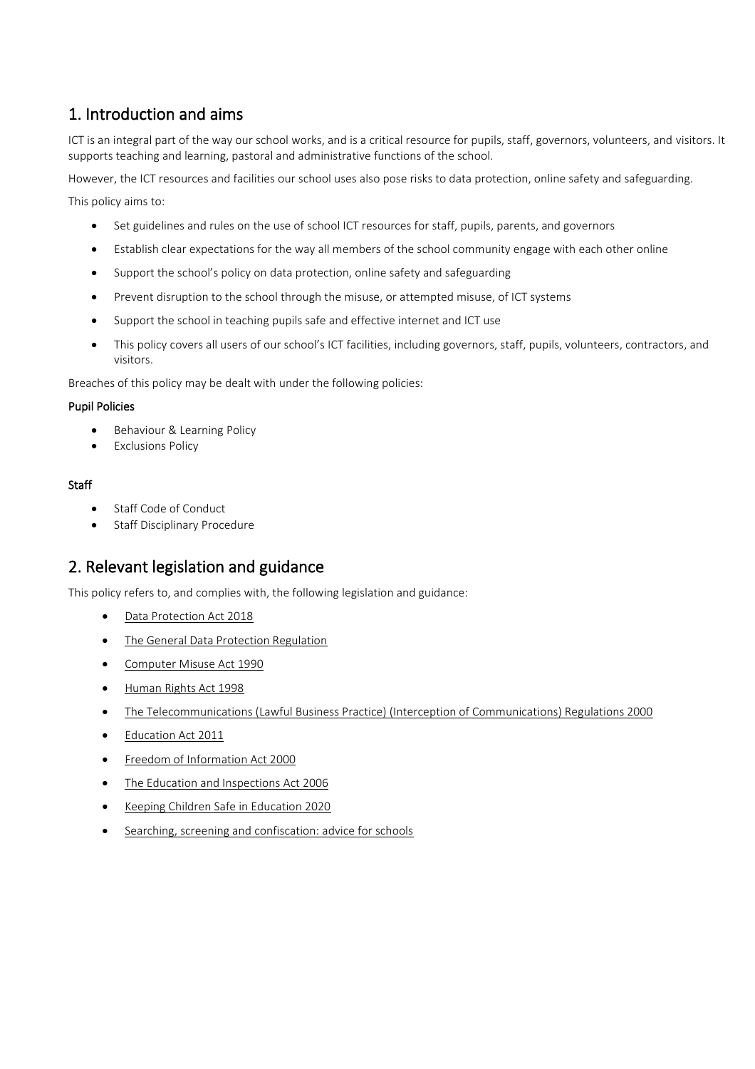## 1. Introduction and aims

ICT is an integral part of the way our school works, and is a critical resource for pupils, staff, governors, volunteers, and visitors. It supports teaching and learning, pastoral and administrative functions of the school.

However, the ICT resources and facilities our school uses also pose risks to data protection, online safety and safeguarding.

This policy aims to:

- Set guidelines and rules on the use of school ICT resources for staff, pupils, parents, and governors
- Establish clear expectations for the way all members of the school community engage with each other online
- Support the school's policy on data protection, online safety and safeguarding
- Prevent disruption to the school through the misuse, or attempted misuse, of ICT systems
- Support the school in teaching pupils safe and effective internet and ICT use
- This policy covers all users of our school's ICT facilities, including governors, staff, pupils, volunteers, contractors, and visitors.

Breaches of this policy may be dealt with under the following policies:

**Pupil Policies**

- Behaviour & Learning Policy
- Exclusions Policy

**Staff**

- Staff Code of Conduct
- Staff Disciplinary Procedure

## 2. Relevant legislation and guidance

This policy refers to, and complies with, the following legislation and guidance:

- Data Protection Act 2018
- The General Data Protection Regulation
- Computer Misuse Act 1990
- Human Rights Act 1998
- The Telecommunications (Lawful Business Practice) (Interception of Communications) Regulations 2000
- Education Act 2011
- Freedom of Information Act 2000
- The Education and Inspections Act 2006
- Keeping Children Safe in Education 2020
- Searching, screening and confiscation: advice for schools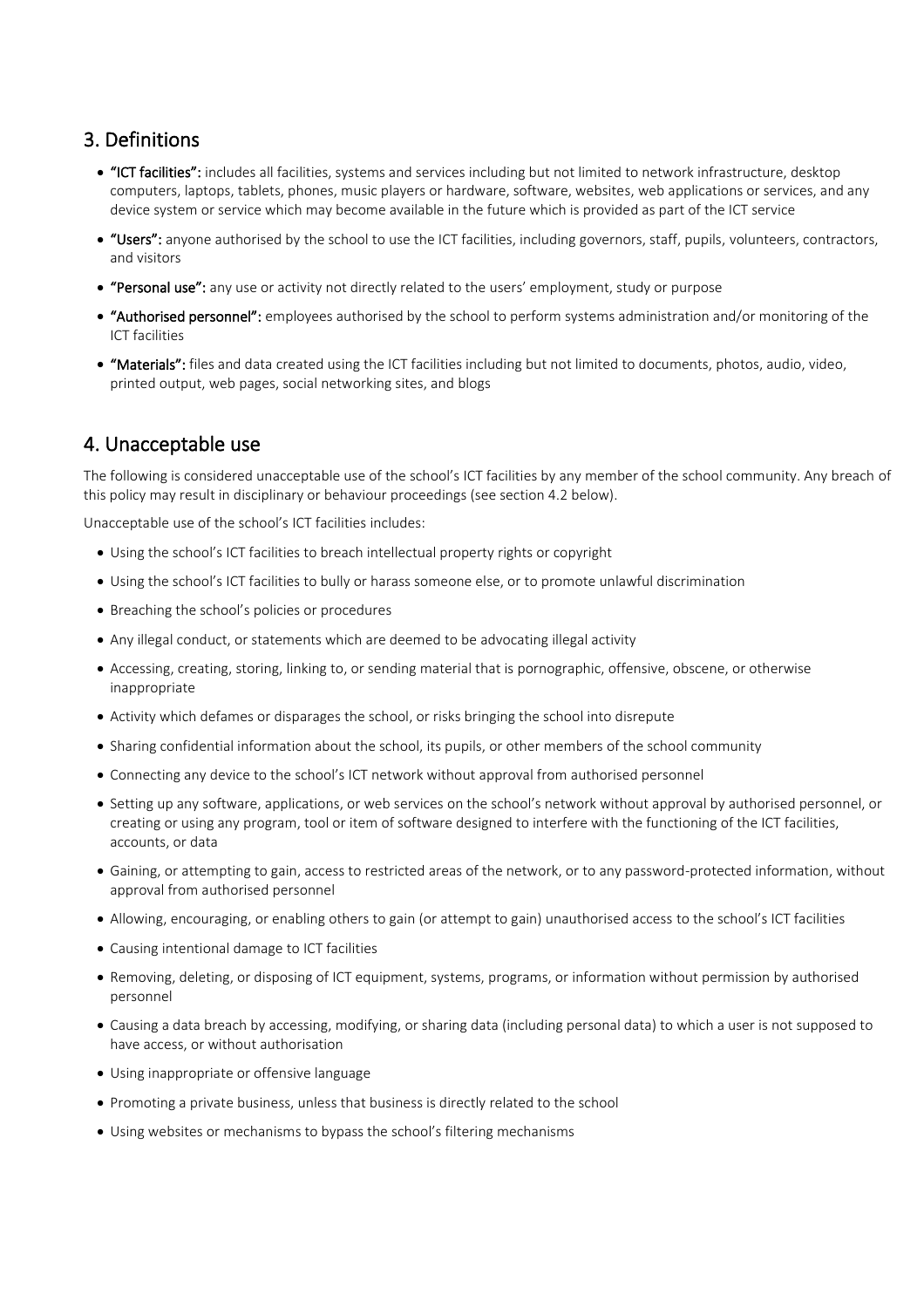## 3. Definitions

- **"ICT facilities":** includes all facilities, systems and services including but not limited to network infrastructure, desktop computers, laptops, tablets, phones, music players or hardware, software, websites, web applications or services, and any device system or service which may become available in the future which is provided as part of the ICT service
- **"Users":** anyone authorised by the school to use the ICT facilities, including governors, staff, pupils, volunteers, contractors, and visitors
- **"Personal use":** any use or activity not directly related to the users' employment, study or purpose
- **"Authorised personnel":** employees authorised by the school to perform systems administration and/or monitoring of the ICT facilities
- **"Materials":** files and data created using the ICT facilities including but not limited to documents, photos, audio, video, printed output, web pages, social networking sites, and blogs

## 4. Unacceptable use

The following is considered unacceptable use of the school's ICT facilities by any member of the school community. Any breach of this policy may result in disciplinary or behaviour proceedings (see section 4.2 below).

Unacceptable use of the school's ICT facilities includes:

- Using the school's ICT facilities to breach intellectual property rights or copyright
- Using the school's ICT facilities to bully or harass someone else, or to promote unlawful discrimination
- Breaching the school's policies or procedures
- Any illegal conduct, or statements which are deemed to be advocating illegal activity
- Accessing, creating, storing, linking to, or sending material that is pornographic, offensive, obscene, or otherwise inappropriate
- Activity which defames or disparages the school, or risks bringing the school into disrepute
- Sharing confidential information about the school, its pupils, or other members of the school community
- Connecting any device to the school's ICT network without approval from authorised personnel
- Setting up any software, applications, or web services on the school's network without approval by authorised personnel, or creating or using any program, tool or item of software designed to interfere with the functioning of the ICT facilities, accounts, or data
- Gaining, or attempting to gain, access to restricted areas of the network, or to any password-protected information, without approval from authorised personnel
- Allowing, encouraging, or enabling others to gain (or attempt to gain) unauthorised access to the school's ICT facilities
- Causing intentional damage to ICT facilities
- Removing, deleting, or disposing of ICT equipment, systems, programs, or information without permission by authorised personnel
- Causing a data breach by accessing, modifying, or sharing data (including personal data) to which a user is not supposed to have access, or without authorisation
- Using inappropriate or offensive language
- Promoting a private business, unless that business is directly related to the school
- Using websites or mechanisms to bypass the school's filtering mechanisms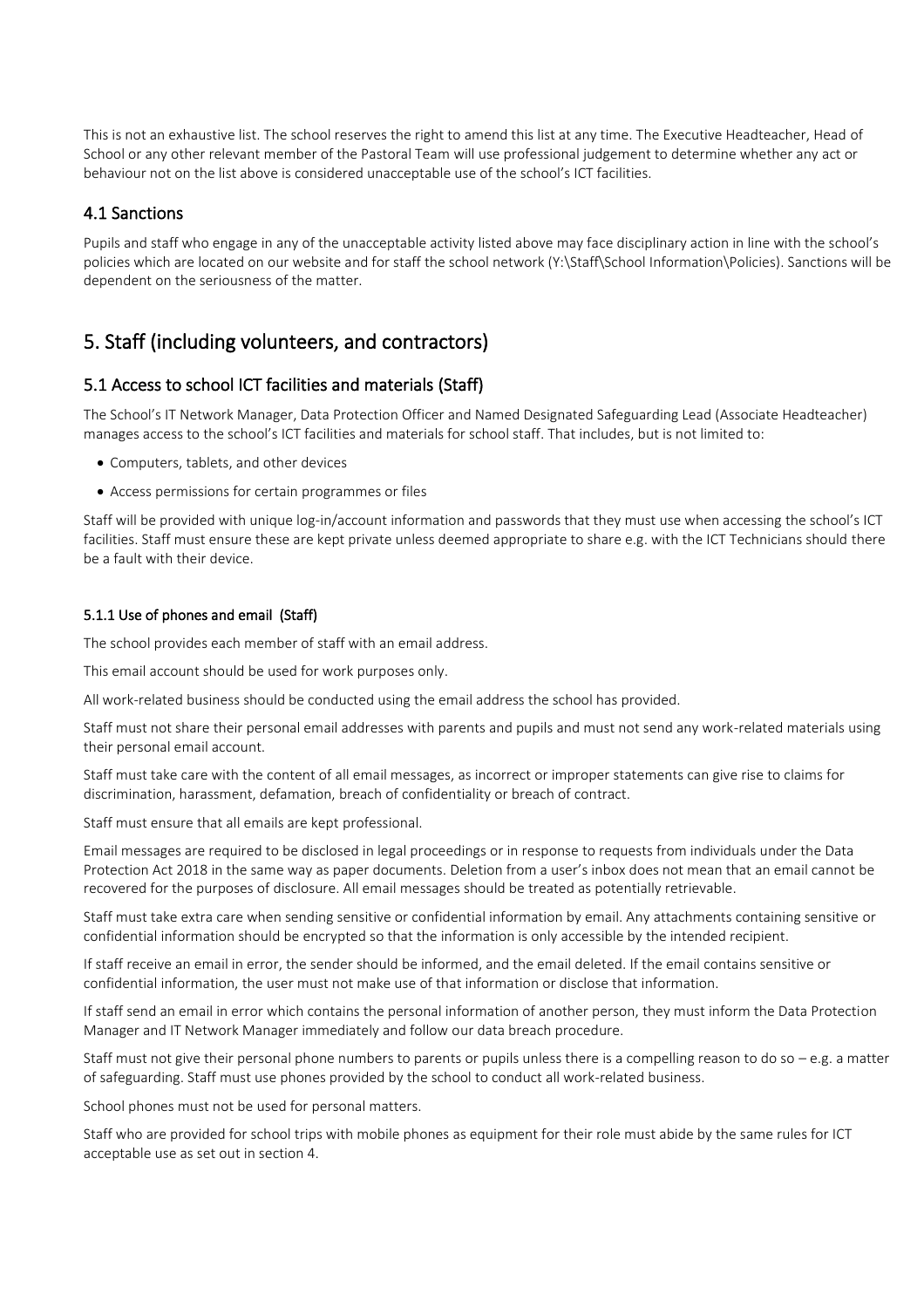This is not an exhaustive list. The school reserves the right to amend this list at any time. The Executive Headteacher, Head of School or any other relevant member of the Pastoral Team will use professional judgement to determine whether any act or behaviour not on the list above is considered unacceptable use of the school's ICT facilities.

## 4.1 Sanctions

Pupils and staff who engage in any of the unacceptable activity listed above may face disciplinary action in line with the school's policies which are located on our website and for staff the school network (Y:\Staff\School Information\Policies). Sanctions will be dependent on the seriousness of the matter.

# 5. Staff (including volunteers, and contractors)

## 5.1 Access to school ICT facilities and materials (Staff)

The School's IT Network Manager, Data Protection Officer and Named Designated Safeguarding Lead (Associate Headteacher) manages access to the school's ICT facilities and materials for school staff. That includes, but is not limited to:

- Computers, tablets, and other devices
- Access permissions for certain programmes or files

Staff will be provided with unique log-in/account information and passwords that they must use when accessing the school's ICT facilities. Staff must ensure these are kept private unless deemed appropriate to share e.g. with the ICT Technicians should there be a fault with their device.

#### 5.1.1 Use of phones and email (Staff)

The school provides each member of staff with an email address.

This email account should be used for work purposes only.

All work-related business should be conducted using the email address the school has provided.

Staff must not share their personal email addresses with parents and pupils and must not send any work-related materials using their personal email account.

Staff must take care with the content of all email messages, as incorrect or improper statements can give rise to claims for discrimination, harassment, defamation, breach of confidentiality or breach of contract.

Staff must ensure that all emails are kept professional.

Email messages are required to be disclosed in legal proceedings or in response to requests from individuals under the Data Protection Act 2018 in the same way as paper documents. Deletion from a user's inbox does not mean that an email cannot be recovered for the purposes of disclosure. All email messages should be treated as potentially retrievable.

Staff must take extra care when sending sensitive or confidential information by email. Any attachments containing sensitive or confidential information should be encrypted so that the information is only accessible by the intended recipient.

If staff receive an email in error, the sender should be informed, and the email deleted. If the email contains sensitive or confidential information, the user must not make use of that information or disclose that information.

If staff send an email in error which contains the personal information of another person, they must inform the Data Protection Manager and IT Network Manager immediately and follow our data breach procedure.

Staff must not give their personal phone numbers to parents or pupils unless there is a compelling reason to do so – e.g. a matter of safeguarding. Staff must use phones provided by the school to conduct all work-related business.

School phones must not be used for personal matters.

Staff who are provided for school trips with mobile phones as equipment for their role must abide by the same rules for ICT acceptable use as set out in section 4.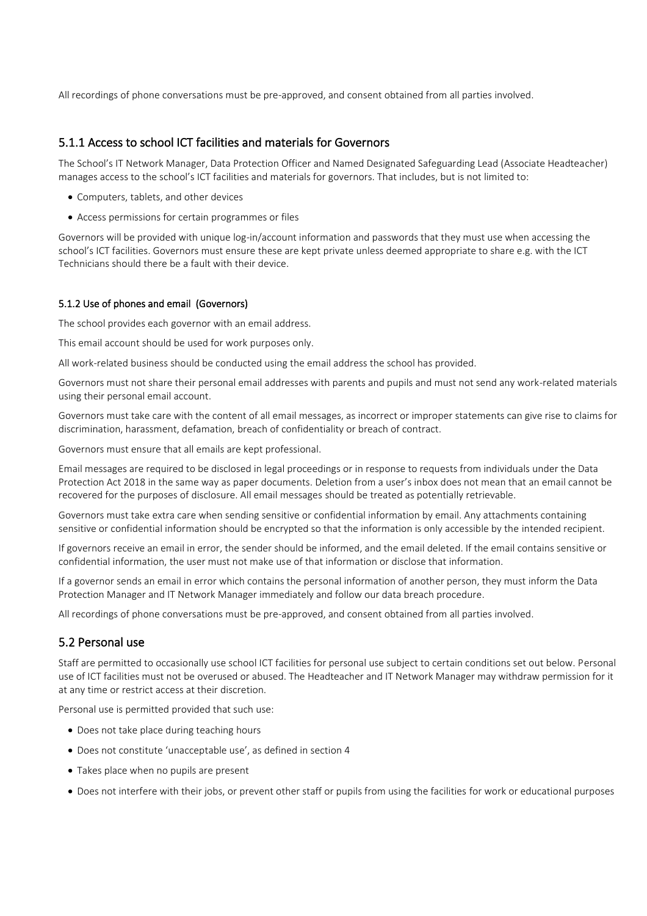All recordings of phone conversations must be pre-approved, and consent obtained from all parties involved.

## 5.1.1 Access to school ICT facilities and materials for Governors

The School's IT Network Manager, Data Protection Officer and Named Designated Safeguarding Lead (Associate Headteacher) manages access to the school's ICT facilities and materials for governors. That includes, but is not limited to:

- Computers, tablets, and other devices
- Access permissions for certain programmes or files

Governors will be provided with unique log-in/account information and passwords that they must use when accessing the school's ICT facilities. Governors must ensure these are kept private unless deemed appropriate to share e.g. with the ICT Technicians should there be a fault with their device.

### 5.1.2 Use of phones and email (Governors)

The school provides each governor with an email address.

This email account should be used for work purposes only.

All work-related business should be conducted using the email address the school has provided.

Governors must not share their personal email addresses with parents and pupils and must not send any work-related materials using their personal email account.

Governors must take care with the content of all email messages, as incorrect or improper statements can give rise to claims for discrimination, harassment, defamation, breach of confidentiality or breach of contract.

Governors must ensure that all emails are kept professional.

Email messages are required to be disclosed in legal proceedings or in response to requests from individuals under the Data Protection Act 2018 in the same way as paper documents. Deletion from a user's inbox does not mean that an email cannot be recovered for the purposes of disclosure. All email messages should be treated as potentially retrievable.

Governors must take extra care when sending sensitive or confidential information by email. Any attachments containing sensitive or confidential information should be encrypted so that the information is only accessible by the intended recipient.

If governors receive an email in error, the sender should be informed, and the email deleted. If the email contains sensitive or confidential information, the user must not make use of that information or disclose that information.

If a governor sends an email in error which contains the personal information of another person, they must inform the Data Protection Manager and IT Network Manager immediately and follow our data breach procedure.

All recordings of phone conversations must be pre-approved, and consent obtained from all parties involved.

## 5.2 Personal use

Staff are permitted to occasionally use school ICT facilities for personal use subject to certain conditions set out below. Personal use of ICT facilities must not be overused or abused. The Headteacher and IT Network Manager may withdraw permission for it at any time or restrict access at their discretion.

Personal use is permitted provided that such use:

- Does not take place during teaching hours
- Does not constitute 'unacceptable use', as defined in section 4
- Takes place when no pupils are present
- Does not interfere with their jobs, or prevent other staff or pupils from using the facilities for work or educational purposes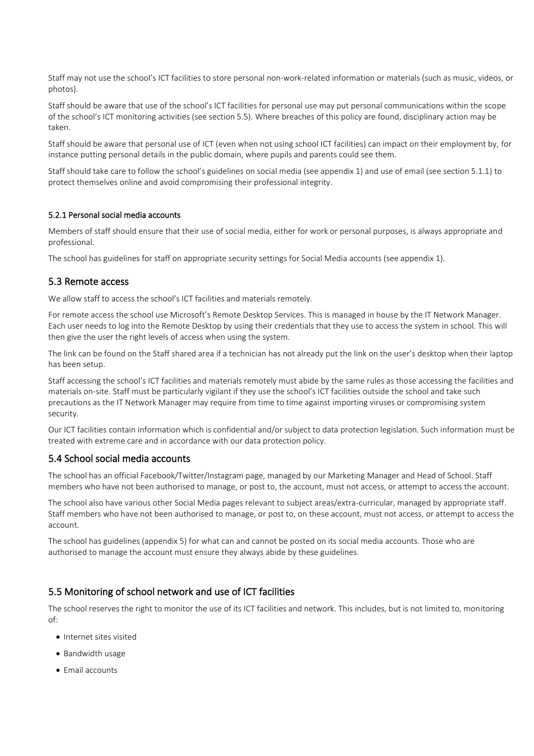Staff may not use the school's ICT facilities to store personal non-work-related information or materials (such as music, videos, or photos).

Staff should be aware that use of the school's ICT facilities for personal use may put personal communications within the scope of the school's ICT monitoring activities (see section 5.5). Where breaches of this policy are found, disciplinary action may be taken.

Staff should be aware that personal use of ICT (even when not using school ICT facilities) can impact on their employment by, for instance putting personal details in the public domain, where pupils and parents could see them.

Staff should take care to follow the school's guidelines on social media (see appendix 1) and use of email (see section 5.1.1) to protect themselves online and avoid compromising their professional integrity.

#### 5.2.1 Personal social media accounts

Members of staff should ensure that their use of social media, either for work or personal purposes, is always appropriate and professional.

The school has guidelines for staff on appropriate security settings for Social Media accounts (see appendix 1).

### 5.3 Remote access

We allow staff to access the school's ICT facilities and materials remotely.

For remote access the school use Microsoft's Remote Desktop Services. This is managed in house by the IT Network Manager. Each user needs to log into the Remote Desktop by using their credentials that they use to access the system in school. This will then give the user the right levels of access when using the system.

The link can be found on the Staff shared area if a technician has not already put the link on the user's desktop when their laptop has been setup.

Staff accessing the school's ICT facilities and materials remotely must abide by the same rules as those accessing the facilities and materials on-site. Staff must be particularly vigilant if they use the school's ICT facilities outside the school and take such precautions as the IT Network Manager may require from time to time against importing viruses or compromising system security.

Our ICT facilities contain information which is confidential and/or subject to data protection legislation. Such information must be treated with extreme care and in accordance with our data protection policy.

### 5.4 School social media accounts

The school has an official Facebook/Twitter/Instagram page, managed by our Marketing Manager and Head of School. Staff members who have not been authorised to manage, or post to, the account, must not access, or attempt to access the account.

The school also have various other Social Media pages relevant to subject areas/extra-curricular, managed by appropriate staff. Staff members who have not been authorised to manage, or post to, on these account, must not access, or attempt to access the account.

The school has guidelines (appendix 5) for what can and cannot be posted on its social media accounts. Those who are authorised to manage the account must ensure they always abide by these guidelines.

### 5.5 Monitoring of school network and use of ICT facilities

The school reserves the right to monitor the use of its ICT facilities and network. This includes, but is not limited to, monitoring of:

- Internet sites visited
- Bandwidth usage
- Email accounts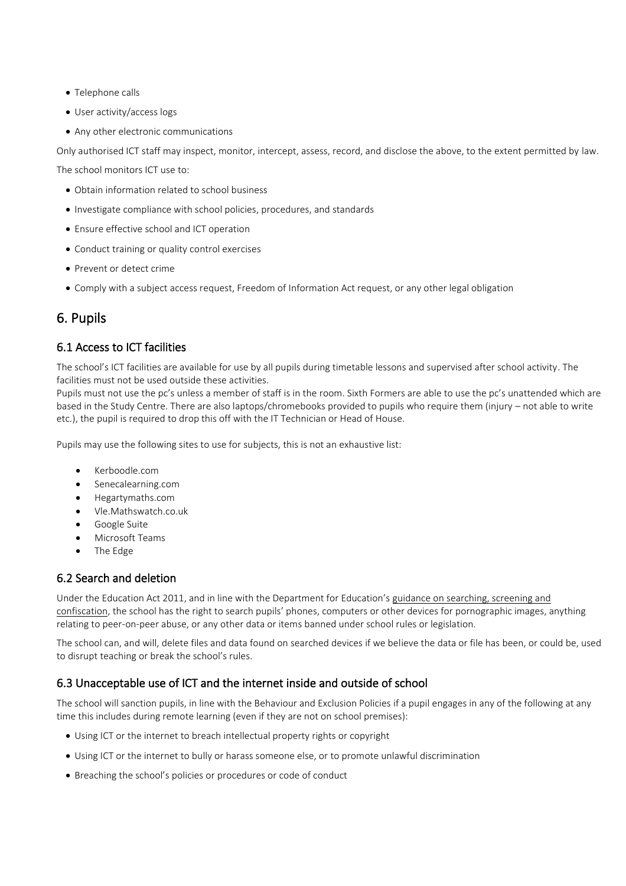- Telephone calls
- User activity/access logs
- Any other electronic communications

Only authorised ICT staff may inspect, monitor, intercept, assess, record, and disclose the above, to the extent permitted by law.

The school monitors ICT use to:

- Obtain information related to school business
- Investigate compliance with school policies, procedures, and standards
- Ensure effective school and ICT operation
- Conduct training or quality control exercises
- Prevent or detect crime
- Comply with a subject access request, Freedom of Information Act request, or any other legal obligation

## 6. Pupils

### 6.1 Access to ICT facilities

The school's ICT facilities are available for use by all pupils during timetable lessons and supervised after school activity. The facilities must not be used outside these activities.
Pupils must not use the pc's unless a member of staff is in the room. Sixth Formers are able to use the pc's unattended which are based in the Study Centre. There are also laptops/chromebooks provided to pupils who require them (injury – not able to write etc.), the pupil is required to drop this off with the IT Technician or Head of House.

Pupils may use the following sites to use for subjects, this is not an exhaustive list:

- Kerboodle.com
- Senecalearning.com
- Hegartymaths.com
- Vle.Mathswatch.co.uk
- Google Suite
- Microsoft Teams
- The Edge

### 6.2 Search and deletion

Under the Education Act 2011, and in line with the Department for Education's guidance on searching, screening and confiscation, the school has the right to search pupils' phones, computers or other devices for pornographic images, anything relating to peer-on-peer abuse, or any other data or items banned under school rules or legislation.

The school can, and will, delete files and data found on searched devices if we believe the data or file has been, or could be, used to disrupt teaching or break the school's rules.

### 6.3 Unacceptable use of ICT and the internet inside and outside of school

The school will sanction pupils, in line with the Behaviour and Exclusion Policies if a pupil engages in any of the following at any time this includes during remote learning (even if they are not on school premises):

- Using ICT or the internet to breach intellectual property rights or copyright
- Using ICT or the internet to bully or harass someone else, or to promote unlawful discrimination
- Breaching the school's policies or procedures or code of conduct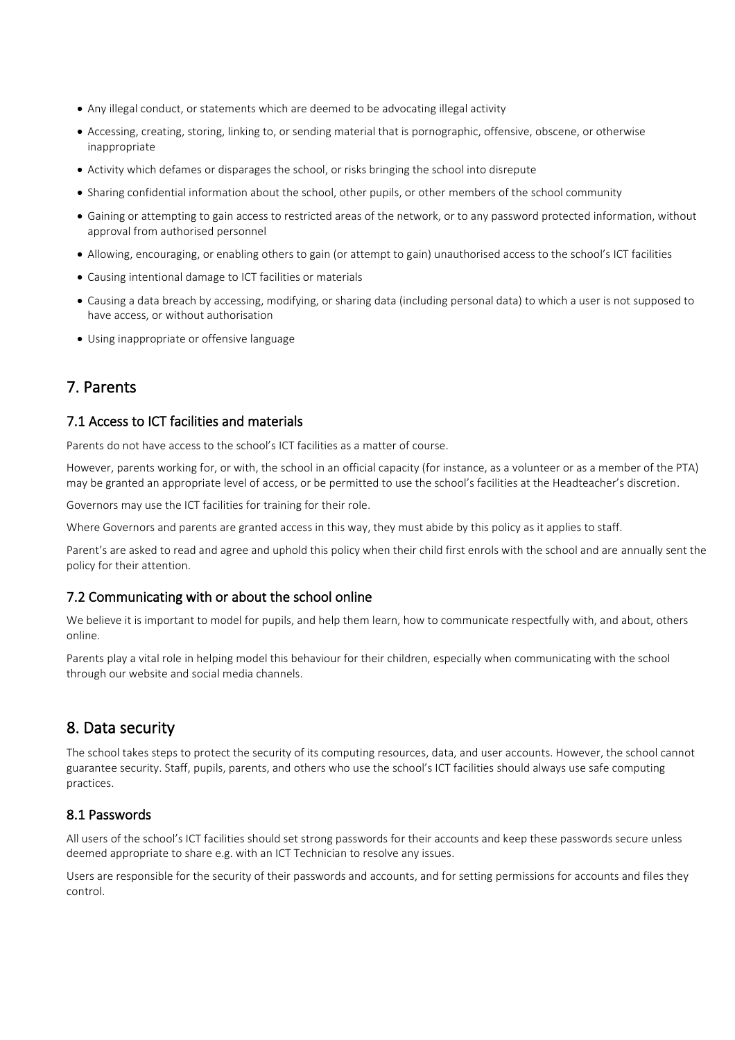- Any illegal conduct, or statements which are deemed to be advocating illegal activity
- Accessing, creating, storing, linking to, or sending material that is pornographic, offensive, obscene, or otherwise inappropriate
- Activity which defames or disparages the school, or risks bringing the school into disrepute
- Sharing confidential information about the school, other pupils, or other members of the school community
- Gaining or attempting to gain access to restricted areas of the network, or to any password protected information, without approval from authorised personnel
- Allowing, encouraging, or enabling others to gain (or attempt to gain) unauthorised access to the school's ICT facilities
- Causing intentional damage to ICT facilities or materials
- Causing a data breach by accessing, modifying, or sharing data (including personal data) to which a user is not supposed to have access, or without authorisation
- Using inappropriate or offensive language

## 7. Parents

### 7.1 Access to ICT facilities and materials

Parents do not have access to the school's ICT facilities as a matter of course.

However, parents working for, or with, the school in an official capacity (for instance, as a volunteer or as a member of the PTA) may be granted an appropriate level of access, or be permitted to use the school's facilities at the Headteacher's discretion.

Governors may use the ICT facilities for training for their role.

Where Governors and parents are granted access in this way, they must abide by this policy as it applies to staff.

Parent's are asked to read and agree and uphold this policy when their child first enrols with the school and are annually sent the policy for their attention.

### 7.2 Communicating with or about the school online

We believe it is important to model for pupils, and help them learn, how to communicate respectfully with, and about, others online.

Parents play a vital role in helping model this behaviour for their children, especially when communicating with the school through our website and social media channels.

## 8. Data security

The school takes steps to protect the security of its computing resources, data, and user accounts. However, the school cannot guarantee security. Staff, pupils, parents, and others who use the school's ICT facilities should always use safe computing practices.

### 8.1 Passwords

All users of the school's ICT facilities should set strong passwords for their accounts and keep these passwords secure unless deemed appropriate to share e.g. with an ICT Technician to resolve any issues.

Users are responsible for the security of their passwords and accounts, and for setting permissions for accounts and files they control.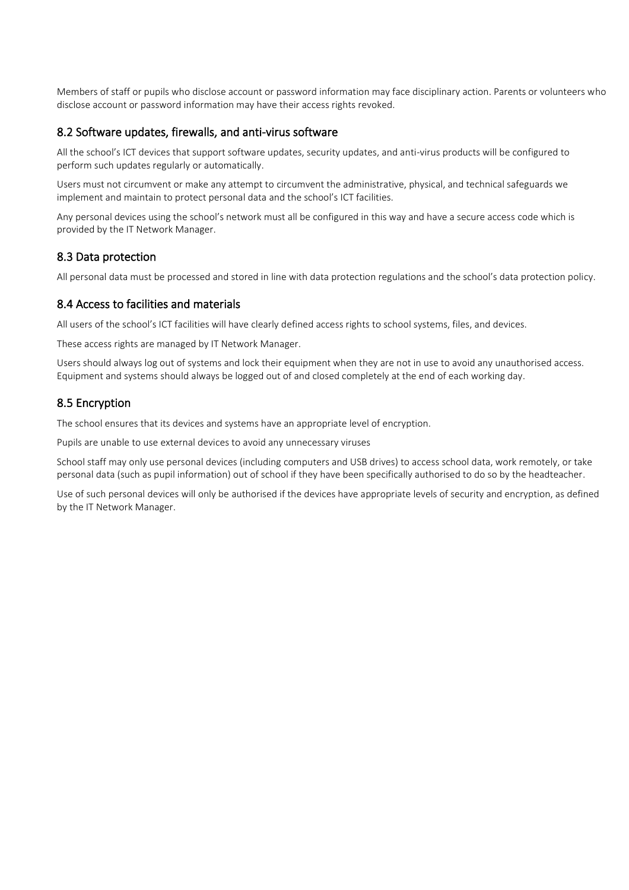Members of staff or pupils who disclose account or password information may face disciplinary action. Parents or volunteers who disclose account or password information may have their access rights revoked.

## 8.2 Software updates, firewalls, and anti-virus software

All the school's ICT devices that support software updates, security updates, and anti-virus products will be configured to perform such updates regularly or automatically.

Users must not circumvent or make any attempt to circumvent the administrative, physical, and technical safeguards we implement and maintain to protect personal data and the school's ICT facilities.

Any personal devices using the school's network must all be configured in this way and have a secure access code which is provided by the IT Network Manager.

## 8.3 Data protection

All personal data must be processed and stored in line with data protection regulations and the school's data protection policy.

## 8.4 Access to facilities and materials

All users of the school's ICT facilities will have clearly defined access rights to school systems, files, and devices.

These access rights are managed by IT Network Manager.

Users should always log out of systems and lock their equipment when they are not in use to avoid any unauthorised access. Equipment and systems should always be logged out of and closed completely at the end of each working day.

## 8.5 Encryption

The school ensures that its devices and systems have an appropriate level of encryption.

Pupils are unable to use external devices to avoid any unnecessary viruses

School staff may only use personal devices (including computers and USB drives) to access school data, work remotely, or take personal data (such as pupil information) out of school if they have been specifically authorised to do so by the headteacher.

Use of such personal devices will only be authorised if the devices have appropriate levels of security and encryption, as defined by the IT Network Manager.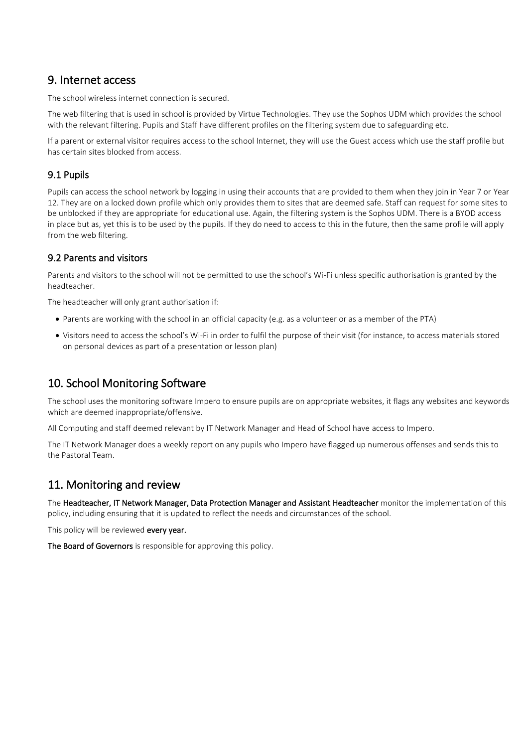## 9. Internet access

The school wireless internet connection is secured.

The web filtering that is used in school is provided by Virtue Technologies. They use the Sophos UDM which provides the school with the relevant filtering. Pupils and Staff have different profiles on the filtering system due to safeguarding etc.

If a parent or external visitor requires access to the school Internet, they will use the Guest access which use the staff profile but has certain sites blocked from access.

### 9.1 Pupils

Pupils can access the school network by logging in using their accounts that are provided to them when they join in Year 7 or Year 12. They are on a locked down profile which only provides them to sites that are deemed safe. Staff can request for some sites to be unblocked if they are appropriate for educational use. Again, the filtering system is the Sophos UDM. There is a BYOD access in place but as, yet this is to be used by the pupils. If they do need to access to this in the future, then the same profile will apply from the web filtering.

### 9.2 Parents and visitors

Parents and visitors to the school will not be permitted to use the school's Wi-Fi unless specific authorisation is granted by the headteacher.

The headteacher will only grant authorisation if:

- Parents are working with the school in an official capacity (e.g. as a volunteer or as a member of the PTA)
- Visitors need to access the school's Wi-Fi in order to fulfil the purpose of their visit (for instance, to access materials stored on personal devices as part of a presentation or lesson plan)

## 10. School Monitoring Software

The school uses the monitoring software Impero to ensure pupils are on appropriate websites, it flags any websites and keywords which are deemed inappropriate/offensive.

All Computing and staff deemed relevant by IT Network Manager and Head of School have access to Impero.

The IT Network Manager does a weekly report on any pupils who Impero have flagged up numerous offenses and sends this to the Pastoral Team.

## 11. Monitoring and review

The **Headteacher, IT Network Manager, Data Protection Manager and Assistant Headteacher** monitor the implementation of this policy, including ensuring that it is updated to reflect the needs and circumstances of the school.

This policy will be reviewed **every year.**

**The Board of Governors** is responsible for approving this policy.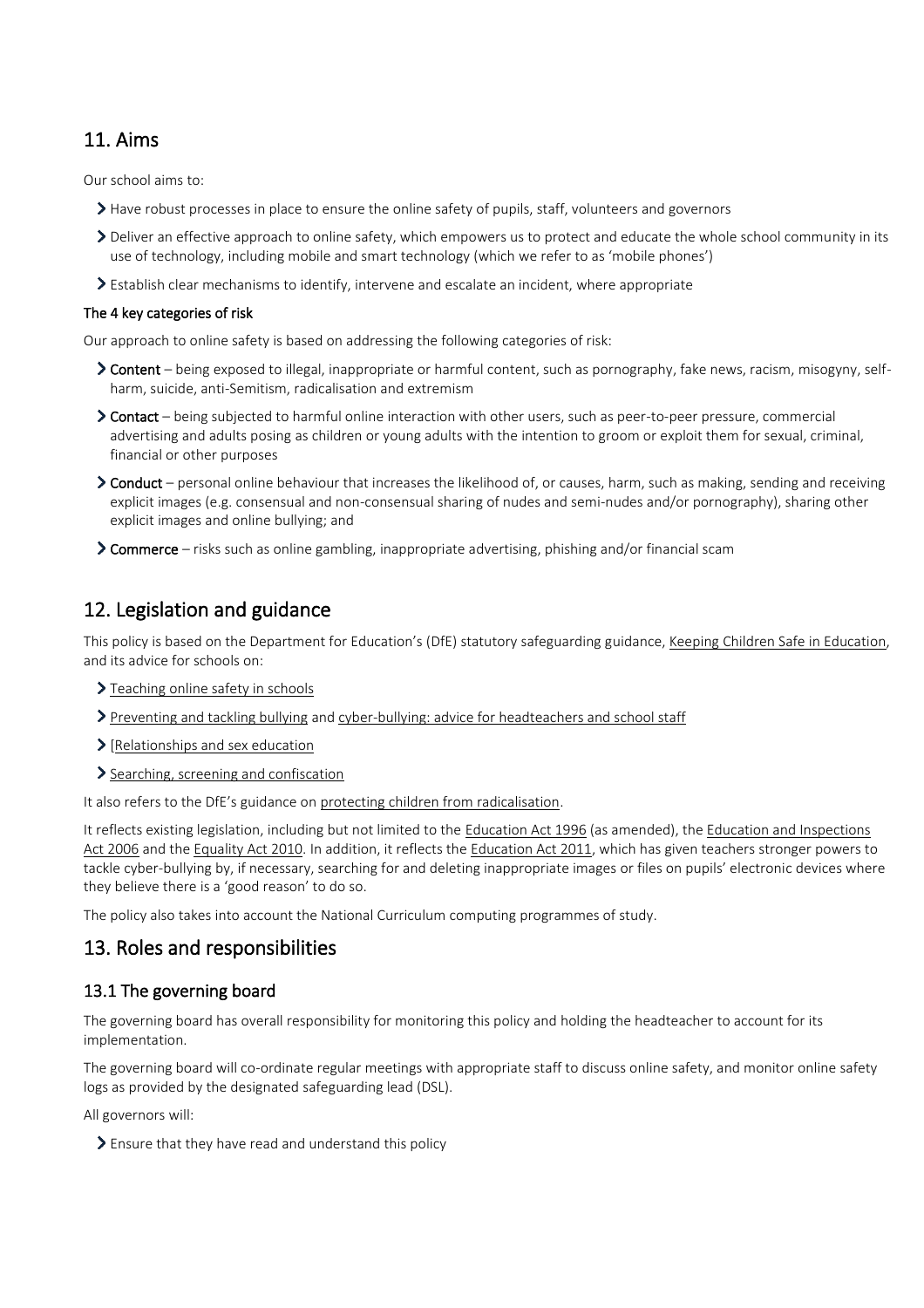## 11. Aims

Our school aims to:

- Have robust processes in place to ensure the online safety of pupils, staff, volunteers and governors
- Deliver an effective approach to online safety, which empowers us to protect and educate the whole school community in its use of technology, including mobile and smart technology (which we refer to as 'mobile phones')
- Establish clear mechanisms to identify, intervene and escalate an incident, where appropriate

#### The 4 key categories of risk

Our approach to online safety is based on addressing the following categories of risk:

- **Content** – being exposed to illegal, inappropriate or harmful content, such as pornography, fake news, racism, misogyny, self-harm, suicide, anti-Semitism, radicalisation and extremism
- **Contact** – being subjected to harmful online interaction with other users, such as peer-to-peer pressure, commercial advertising and adults posing as children or young adults with the intention to groom or exploit them for sexual, criminal, financial or other purposes
- **Conduct** – personal online behaviour that increases the likelihood of, or causes, harm, such as making, sending and receiving explicit images (e.g. consensual and non-consensual sharing of nudes and semi-nudes and/or pornography), sharing other explicit images and online bullying; and
- **Commerce** – risks such as online gambling, inappropriate advertising, phishing and/or financial scam

## 12. Legislation and guidance

This policy is based on the Department for Education's (DfE) statutory safeguarding guidance, Keeping Children Safe in Education, and its advice for schools on:

- Teaching online safety in schools
- Preventing and tackling bullying and cyber-bullying: advice for headteachers and school staff
- [Relationships and sex education
- Searching, screening and confiscation

It also refers to the DfE's guidance on protecting children from radicalisation.

It reflects existing legislation, including but not limited to the Education Act 1996 (as amended), the Education and Inspections Act 2006 and the Equality Act 2010. In addition, it reflects the Education Act 2011, which has given teachers stronger powers to tackle cyber-bullying by, if necessary, searching for and deleting inappropriate images or files on pupils' electronic devices where they believe there is a 'good reason' to do so.

The policy also takes into account the National Curriculum computing programmes of study.

## 13. Roles and responsibilities

### 13.1 The governing board

The governing board has overall responsibility for monitoring this policy and holding the headteacher to account for its implementation.

The governing board will co-ordinate regular meetings with appropriate staff to discuss online safety, and monitor online safety logs as provided by the designated safeguarding lead (DSL).

All governors will:

- Ensure that they have read and understand this policy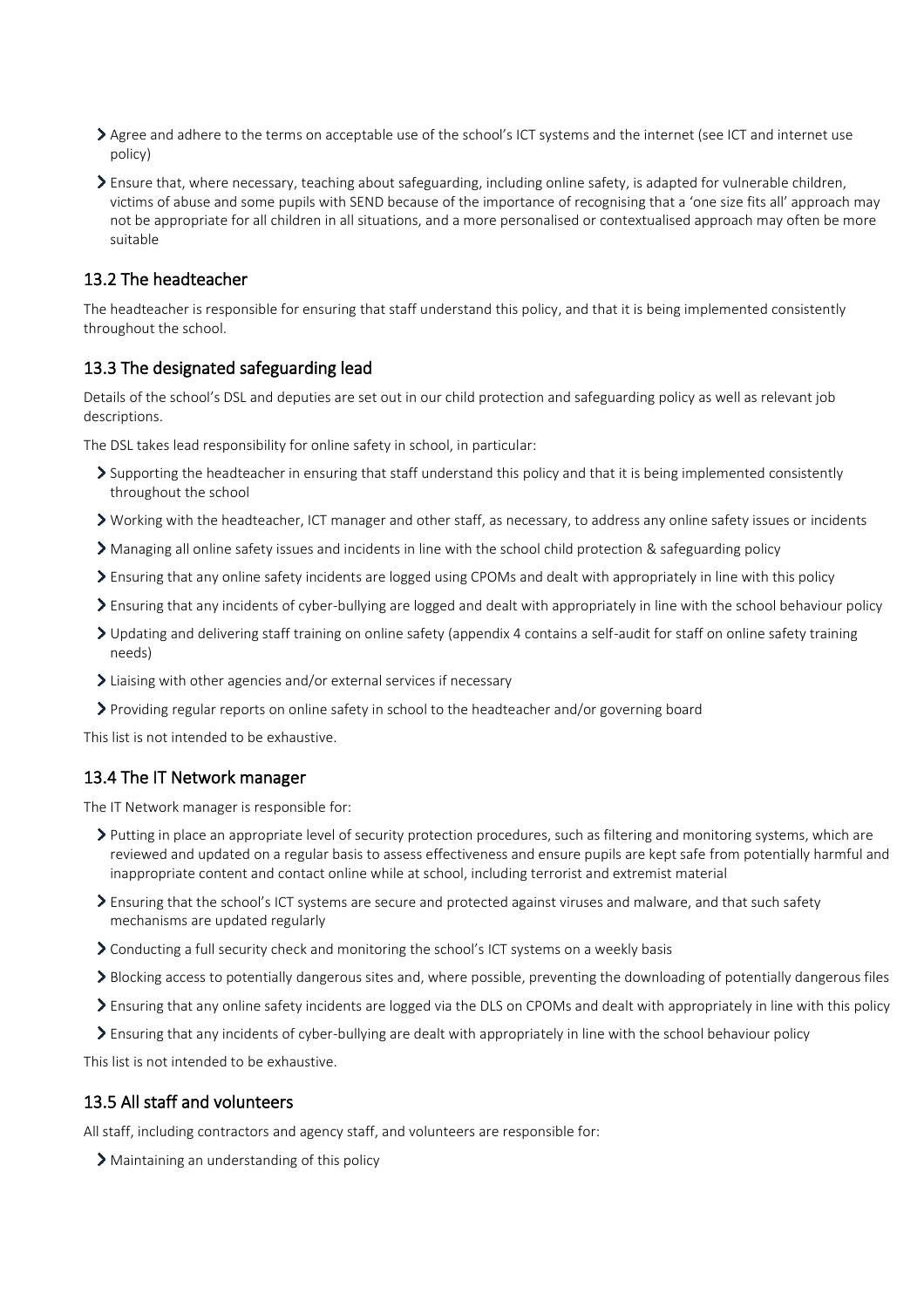- Agree and adhere to the terms on acceptable use of the school's ICT systems and the internet (see ICT and internet use policy)
- Ensure that, where necessary, teaching about safeguarding, including online safety, is adapted for vulnerable children, victims of abuse and some pupils with SEND because of the importance of recognising that a 'one size fits all' approach may not be appropriate for all children in all situations, and a more personalised or contextualised approach may often be more suitable

## 13.2 The headteacher

The headteacher is responsible for ensuring that staff understand this policy, and that it is being implemented consistently throughout the school.

## 13.3 The designated safeguarding lead

Details of the school's DSL and deputies are set out in our child protection and safeguarding policy as well as relevant job descriptions.

The DSL takes lead responsibility for online safety in school, in particular:

- Supporting the headteacher in ensuring that staff understand this policy and that it is being implemented consistently throughout the school
- Working with the headteacher, ICT manager and other staff, as necessary, to address any online safety issues or incidents
- Managing all online safety issues and incidents in line with the school child protection & safeguarding policy
- Ensuring that any online safety incidents are logged using CPOMs and dealt with appropriately in line with this policy
- Ensuring that any incidents of cyber-bullying are logged and dealt with appropriately in line with the school behaviour policy
- Updating and delivering staff training on online safety (appendix 4 contains a self-audit for staff on online safety training needs)
- Liaising with other agencies and/or external services if necessary
- Providing regular reports on online safety in school to the headteacher and/or governing board

This list is not intended to be exhaustive.

## 13.4 The IT Network manager

The IT Network manager is responsible for:

- Putting in place an appropriate level of security protection procedures, such as filtering and monitoring systems, which are reviewed and updated on a regular basis to assess effectiveness and ensure pupils are kept safe from potentially harmful and inappropriate content and contact online while at school, including terrorist and extremist material
- Ensuring that the school's ICT systems are secure and protected against viruses and malware, and that such safety mechanisms are updated regularly
- Conducting a full security check and monitoring the school's ICT systems on a weekly basis
- Blocking access to potentially dangerous sites and, where possible, preventing the downloading of potentially dangerous files
- Ensuring that any online safety incidents are logged via the DLS on CPOMs and dealt with appropriately in line with this policy
- Ensuring that any incidents of cyber-bullying are dealt with appropriately in line with the school behaviour policy

This list is not intended to be exhaustive.

## 13.5 All staff and volunteers

All staff, including contractors and agency staff, and volunteers are responsible for:

- Maintaining an understanding of this policy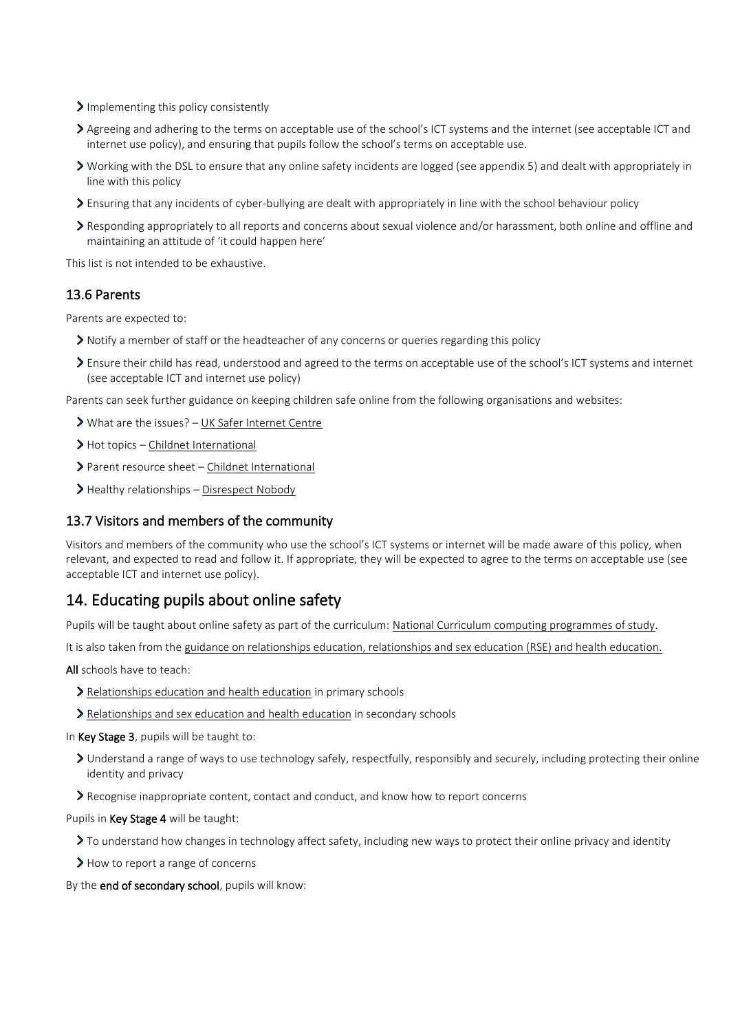- Implementing this policy consistently
- Agreeing and adhering to the terms on acceptable use of the school's ICT systems and the internet (see acceptable ICT and internet use policy), and ensuring that pupils follow the school's terms on acceptable use.
- Working with the DSL to ensure that any online safety incidents are logged (see appendix 5) and dealt with appropriately in line with this policy
- Ensuring that any incidents of cyber-bullying are dealt with appropriately in line with the school behaviour policy
- Responding appropriately to all reports and concerns about sexual violence and/or harassment, both online and offline and maintaining an attitude of 'it could happen here'

This list is not intended to be exhaustive.

### 13.6 Parents

Parents are expected to:

- Notify a member of staff or the headteacher of any concerns or queries regarding this policy
- Ensure their child has read, understood and agreed to the terms on acceptable use of the school's ICT systems and internet (see acceptable ICT and internet use policy)

Parents can seek further guidance on keeping children safe online from the following organisations and websites:

- What are the issues? – UK Safer Internet Centre
- Hot topics – Childnet International
- Parent resource sheet – Childnet International
- Healthy relationships – Disrespect Nobody

### 13.7 Visitors and members of the community

Visitors and members of the community who use the school's ICT systems or internet will be made aware of this policy, when relevant, and expected to read and follow it. If appropriate, they will be expected to agree to the terms on acceptable use (see acceptable ICT and internet use policy).

## 14. Educating pupils about online safety

Pupils will be taught about online safety as part of the curriculum: National Curriculum computing programmes of study.

It is also taken from the guidance on relationships education, relationships and sex education (RSE) and health education.

**All** schools have to teach:

- Relationships education and health education in primary schools
- Relationships and sex education and health education in secondary schools

In **Key Stage 3**, pupils will be taught to:

- Understand a range of ways to use technology safely, respectfully, responsibly and securely, including protecting their online identity and privacy
- Recognise inappropriate content, contact and conduct, and know how to report concerns

Pupils in **Key Stage 4** will be taught:

- To understand how changes in technology affect safety, including new ways to protect their online privacy and identity
- How to report a range of concerns

By the **end of secondary school**, pupils will know: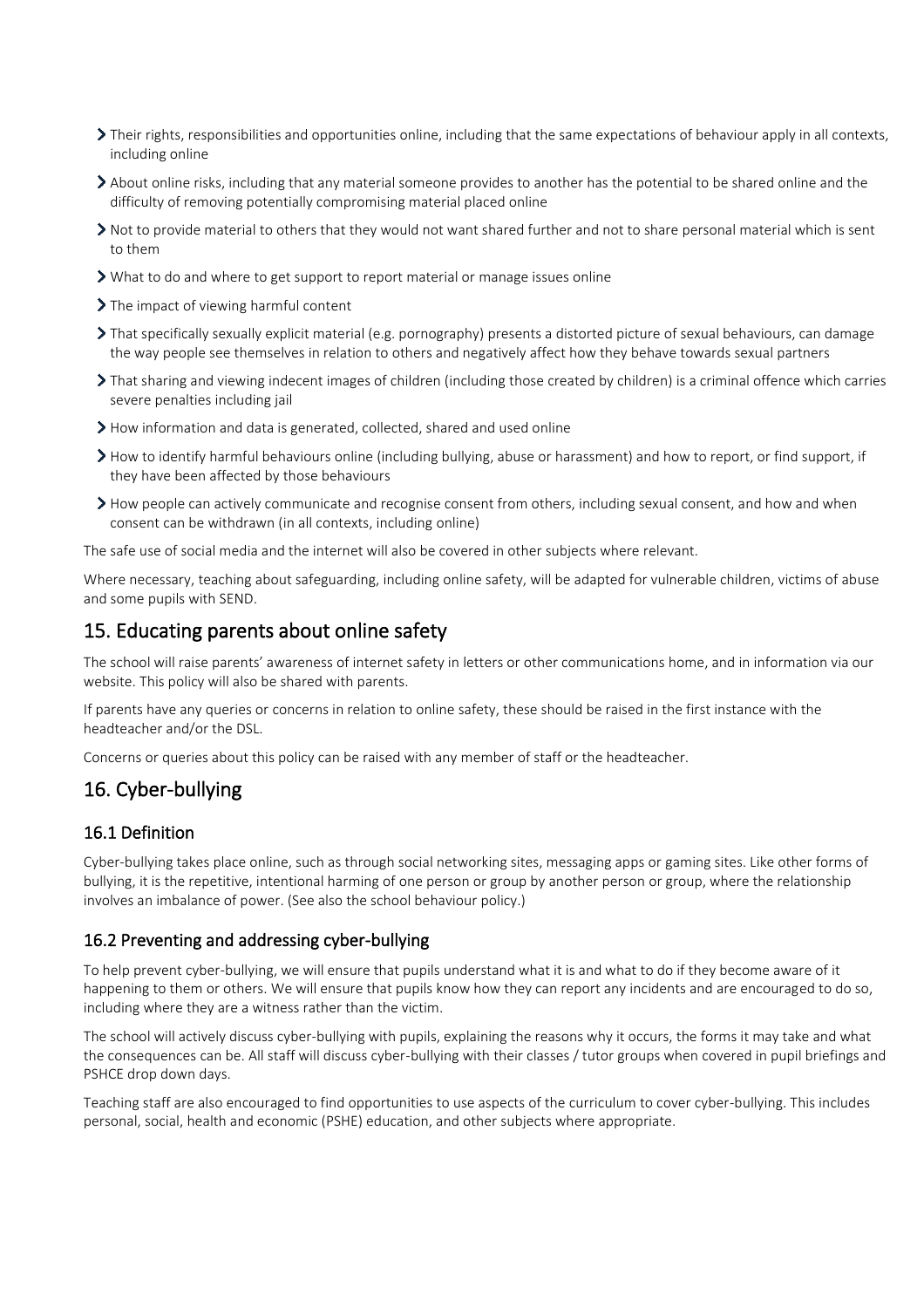- Their rights, responsibilities and opportunities online, including that the same expectations of behaviour apply in all contexts, including online
- About online risks, including that any material someone provides to another has the potential to be shared online and the difficulty of removing potentially compromising material placed online
- Not to provide material to others that they would not want shared further and not to share personal material which is sent to them
- What to do and where to get support to report material or manage issues online
- The impact of viewing harmful content
- That specifically sexually explicit material (e.g. pornography) presents a distorted picture of sexual behaviours, can damage the way people see themselves in relation to others and negatively affect how they behave towards sexual partners
- That sharing and viewing indecent images of children (including those created by children) is a criminal offence which carries severe penalties including jail
- How information and data is generated, collected, shared and used online
- How to identify harmful behaviours online (including bullying, abuse or harassment) and how to report, or find support, if they have been affected by those behaviours
- How people can actively communicate and recognise consent from others, including sexual consent, and how and when consent can be withdrawn (in all contexts, including online)

The safe use of social media and the internet will also be covered in other subjects where relevant.

Where necessary, teaching about safeguarding, including online safety, will be adapted for vulnerable children, victims of abuse and some pupils with SEND.

## 15. Educating parents about online safety

The school will raise parents' awareness of internet safety in letters or other communications home, and in information via our website. This policy will also be shared with parents.

If parents have any queries or concerns in relation to online safety, these should be raised in the first instance with the headteacher and/or the DSL.

Concerns or queries about this policy can be raised with any member of staff or the headteacher.

## 16. Cyber-bullying

### 16.1 Definition

Cyber-bullying takes place online, such as through social networking sites, messaging apps or gaming sites. Like other forms of bullying, it is the repetitive, intentional harming of one person or group by another person or group, where the relationship involves an imbalance of power. (See also the school behaviour policy.)

### 16.2 Preventing and addressing cyber-bullying

To help prevent cyber-bullying, we will ensure that pupils understand what it is and what to do if they become aware of it happening to them or others. We will ensure that pupils know how they can report any incidents and are encouraged to do so, including where they are a witness rather than the victim.

The school will actively discuss cyber-bullying with pupils, explaining the reasons why it occurs, the forms it may take and what the consequences can be. All staff will discuss cyber-bullying with their classes / tutor groups when covered in pupil briefings and PSHCE drop down days.

Teaching staff are also encouraged to find opportunities to use aspects of the curriculum to cover cyber-bullying. This includes personal, social, health and economic (PSHE) education, and other subjects where appropriate.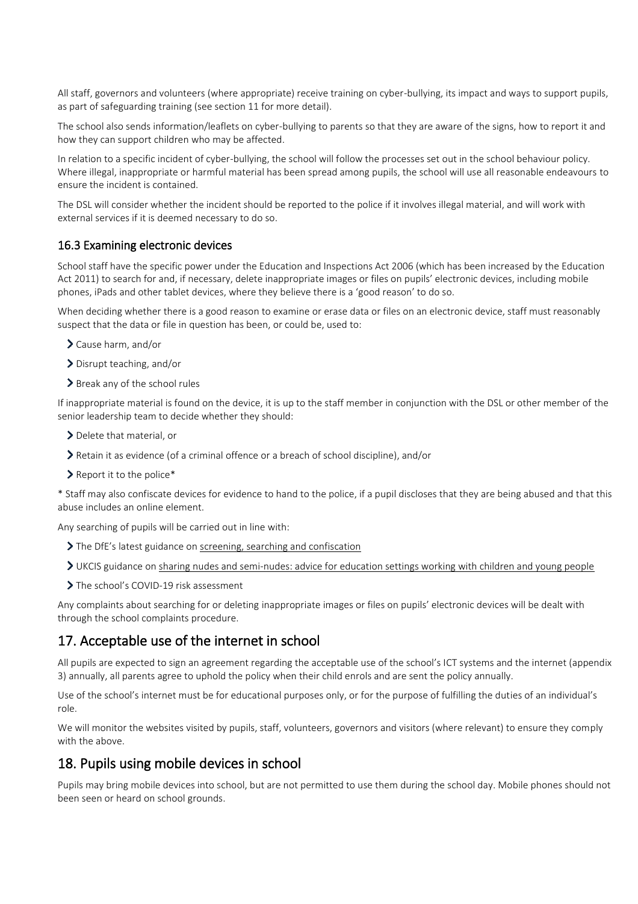All staff, governors and volunteers (where appropriate) receive training on cyber-bullying, its impact and ways to support pupils, as part of safeguarding training (see section 11 for more detail).

The school also sends information/leaflets on cyber-bullying to parents so that they are aware of the signs, how to report it and how they can support children who may be affected.

In relation to a specific incident of cyber-bullying, the school will follow the processes set out in the school behaviour policy. Where illegal, inappropriate or harmful material has been spread among pupils, the school will use all reasonable endeavours to ensure the incident is contained.

The DSL will consider whether the incident should be reported to the police if it involves illegal material, and will work with external services if it is deemed necessary to do so.

### 16.3 Examining electronic devices

School staff have the specific power under the Education and Inspections Act 2006 (which has been increased by the Education Act 2011) to search for and, if necessary, delete inappropriate images or files on pupils' electronic devices, including mobile phones, iPads and other tablet devices, where they believe there is a 'good reason' to do so.

When deciding whether there is a good reason to examine or erase data or files on an electronic device, staff must reasonably suspect that the data or file in question has been, or could be, used to:

- Cause harm, and/or
- Disrupt teaching, and/or
- Break any of the school rules

If inappropriate material is found on the device, it is up to the staff member in conjunction with the DSL or other member of the senior leadership team to decide whether they should:

- Delete that material, or
- Retain it as evidence (of a criminal offence or a breach of school discipline), and/or
- Report it to the police*

* Staff may also confiscate devices for evidence to hand to the police, if a pupil discloses that they are being abused and that this abuse includes an online element.

Any searching of pupils will be carried out in line with:

- The DfE's latest guidance on screening, searching and confiscation
- UKCIS guidance on sharing nudes and semi-nudes: advice for education settings working with children and young people
- The school's COVID-19 risk assessment

Any complaints about searching for or deleting inappropriate images or files on pupils' electronic devices will be dealt with through the school complaints procedure.

## 17. Acceptable use of the internet in school

All pupils are expected to sign an agreement regarding the acceptable use of the school's ICT systems and the internet (appendix 3) annually, all parents agree to uphold the policy when their child enrols and are sent the policy annually.

Use of the school's internet must be for educational purposes only, or for the purpose of fulfilling the duties of an individual's role.

We will monitor the websites visited by pupils, staff, volunteers, governors and visitors (where relevant) to ensure they comply with the above.

## 18. Pupils using mobile devices in school

Pupils may bring mobile devices into school, but are not permitted to use them during the school day. Mobile phones should not been seen or heard on school grounds.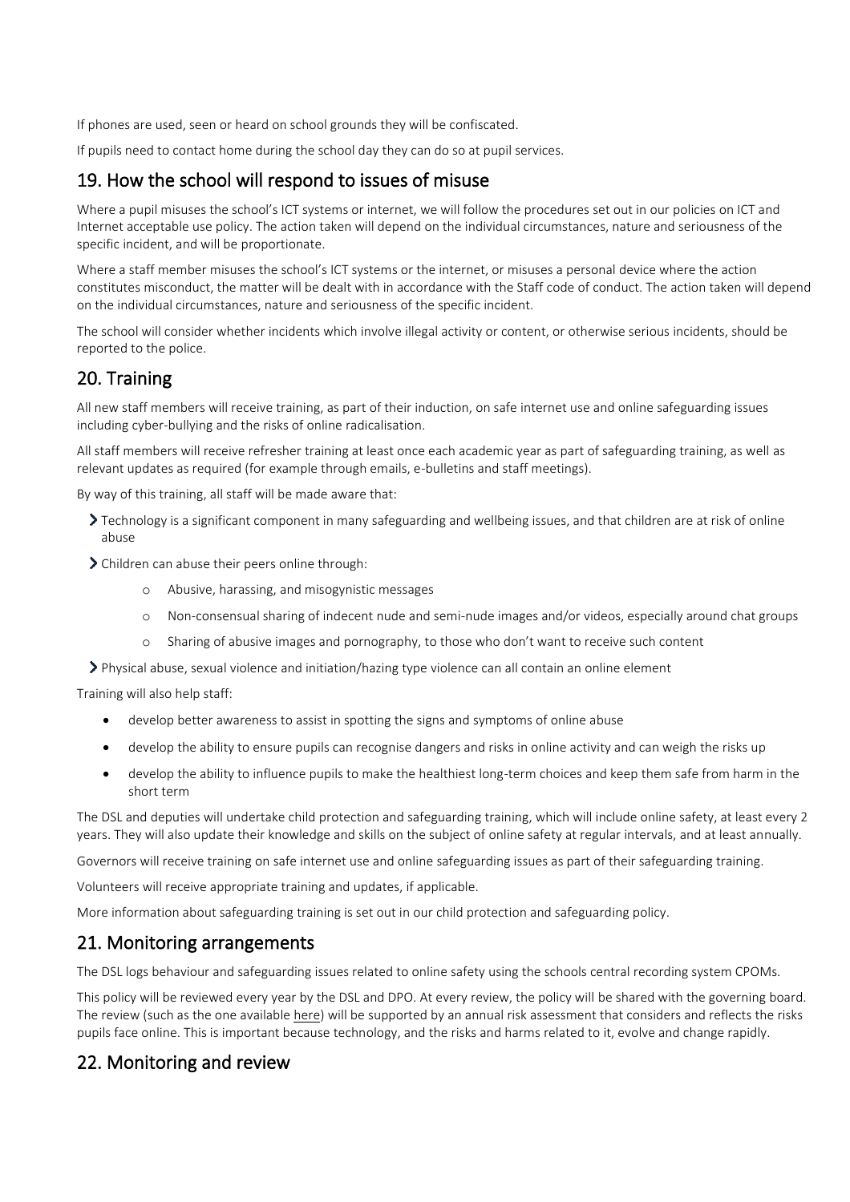If phones are used, seen or heard on school grounds they will be confiscated.

If pupils need to contact home during the school day they can do so at pupil services.

## 19. How the school will respond to issues of misuse

Where a pupil misuses the school's ICT systems or internet, we will follow the procedures set out in our policies on ICT and Internet acceptable use policy. The action taken will depend on the individual circumstances, nature and seriousness of the specific incident, and will be proportionate.

Where a staff member misuses the school's ICT systems or the internet, or misuses a personal device where the action constitutes misconduct, the matter will be dealt with in accordance with the Staff code of conduct. The action taken will depend on the individual circumstances, nature and seriousness of the specific incident.

The school will consider whether incidents which involve illegal activity or content, or otherwise serious incidents, should be reported to the police.

## 20. Training

All new staff members will receive training, as part of their induction, on safe internet use and online safeguarding issues including cyber-bullying and the risks of online radicalisation.

All staff members will receive refresher training at least once each academic year as part of safeguarding training, as well as relevant updates as required (for example through emails, e-bulletins and staff meetings).

By way of this training, all staff will be made aware that:

- Technology is a significant component in many safeguarding and wellbeing issues, and that children are at risk of online abuse
- Children can abuse their peers online through:
    - Abusive, harassing, and misogynistic messages
    - Non-consensual sharing of indecent nude and semi-nude images and/or videos, especially around chat groups
    - Sharing of abusive images and pornography, to those who don't want to receive such content
- Physical abuse, sexual violence and initiation/hazing type violence can all contain an online element

Training will also help staff:

- develop better awareness to assist in spotting the signs and symptoms of online abuse
- develop the ability to ensure pupils can recognise dangers and risks in online activity and can weigh the risks up
- develop the ability to influence pupils to make the healthiest long-term choices and keep them safe from harm in the short term

The DSL and deputies will undertake child protection and safeguarding training, which will include online safety, at least every 2 years. They will also update their knowledge and skills on the subject of online safety at regular intervals, and at least annually.

Governors will receive training on safe internet use and online safeguarding issues as part of their safeguarding training.

Volunteers will receive appropriate training and updates, if applicable.

More information about safeguarding training is set out in our child protection and safeguarding policy.

## 21. Monitoring arrangements

The DSL logs behaviour and safeguarding issues related to online safety using the schools central recording system CPOMs.

This policy will be reviewed every year by the DSL and DPO. At every review, the policy will be shared with the governing board. The review (such as the one available here) will be supported by an annual risk assessment that considers and reflects the risks pupils face online. This is important because technology, and the risks and harms related to it, evolve and change rapidly.

## 22. Monitoring and review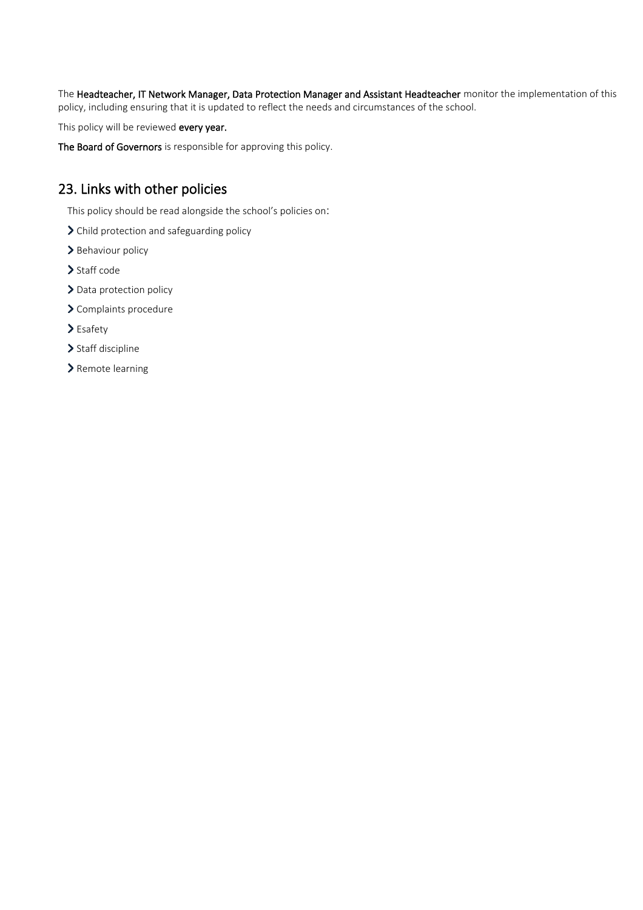The **Headteacher, IT Network Manager, Data Protection Manager and Assistant Headteacher** monitor the implementation of this policy, including ensuring that it is updated to reflect the needs and circumstances of the school.

This policy will be reviewed **every year.**

**The Board of Governors** is responsible for approving this policy.

## 23. Links with other policies

This policy should be read alongside the school's policies on:

- Child protection and safeguarding policy
- Behaviour policy
- Staff code
- Data protection policy
- Complaints procedure
- Esafety
- Staff discipline
- Remote learning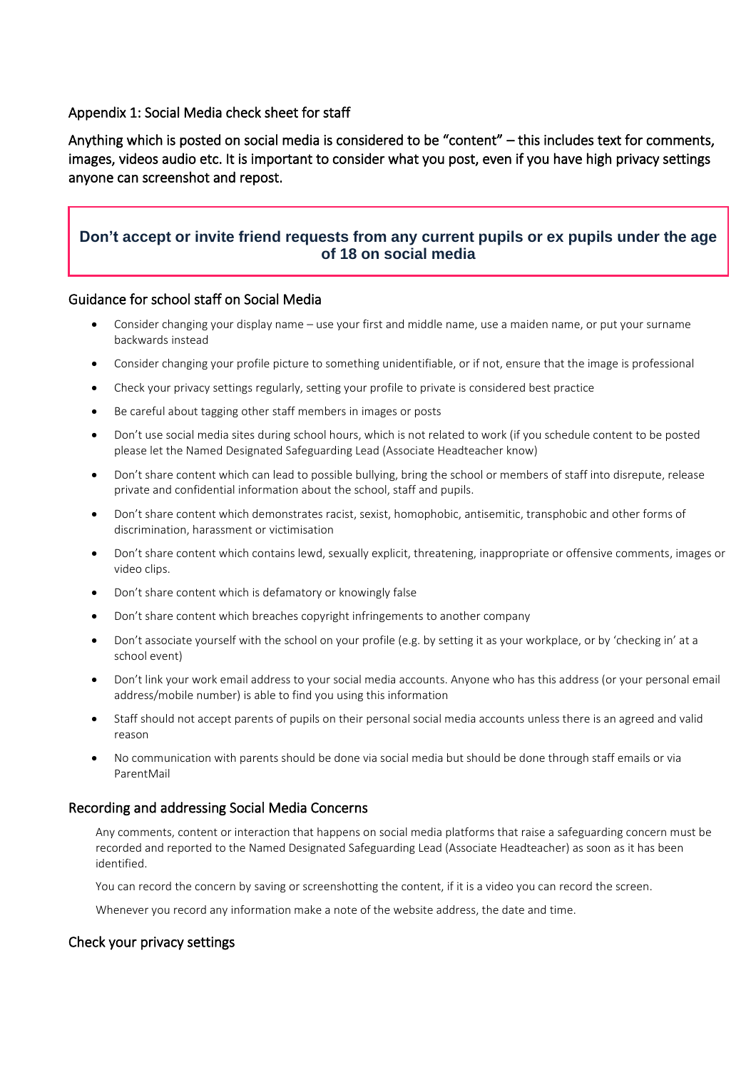## Appendix 1: Social Media check sheet for staff

Anything which is posted on social media is considered to be "content" – this includes text for comments, images, videos audio etc. It is important to consider what you post, even if you have high privacy settings anyone can screenshot and repost.

**Don't accept or invite friend requests from any current pupils or ex pupils under the age of 18 on social media**

### Guidance for school staff on Social Media

- Consider changing your display name – use your first and middle name, use a maiden name, or put your surname backwards instead
- Consider changing your profile picture to something unidentifiable, or if not, ensure that the image is professional
- Check your privacy settings regularly, setting your profile to private is considered best practice
- Be careful about tagging other staff members in images or posts
- Don't use social media sites during school hours, which is not related to work (if you schedule content to be posted please let the Named Designated Safeguarding Lead (Associate Headteacher know)
- Don't share content which can lead to possible bullying, bring the school or members of staff into disrepute, release private and confidential information about the school, staff and pupils.
- Don't share content which demonstrates racist, sexist, homophobic, antisemitic, transphobic and other forms of discrimination, harassment or victimisation
- Don't share content which contains lewd, sexually explicit, threatening, inappropriate or offensive comments, images or video clips.
- Don't share content which is defamatory or knowingly false
- Don't share content which breaches copyright infringements to another company
- Don't associate yourself with the school on your profile (e.g. by setting it as your workplace, or by 'checking in' at a school event)
- Don't link your work email address to your social media accounts. Anyone who has this address (or your personal email address/mobile number) is able to find you using this information
- Staff should not accept parents of pupils on their personal social media accounts unless there is an agreed and valid reason
- No communication with parents should be done via social media but should be done through staff emails or via ParentMail

### Recording and addressing Social Media Concerns

Any comments, content or interaction that happens on social media platforms that raise a safeguarding concern must be recorded and reported to the Named Designated Safeguarding Lead (Associate Headteacher) as soon as it has been identified.

You can record the concern by saving or screenshotting the content, if it is a video you can record the screen.

Whenever you record any information make a note of the website address, the date and time.

### Check your privacy settings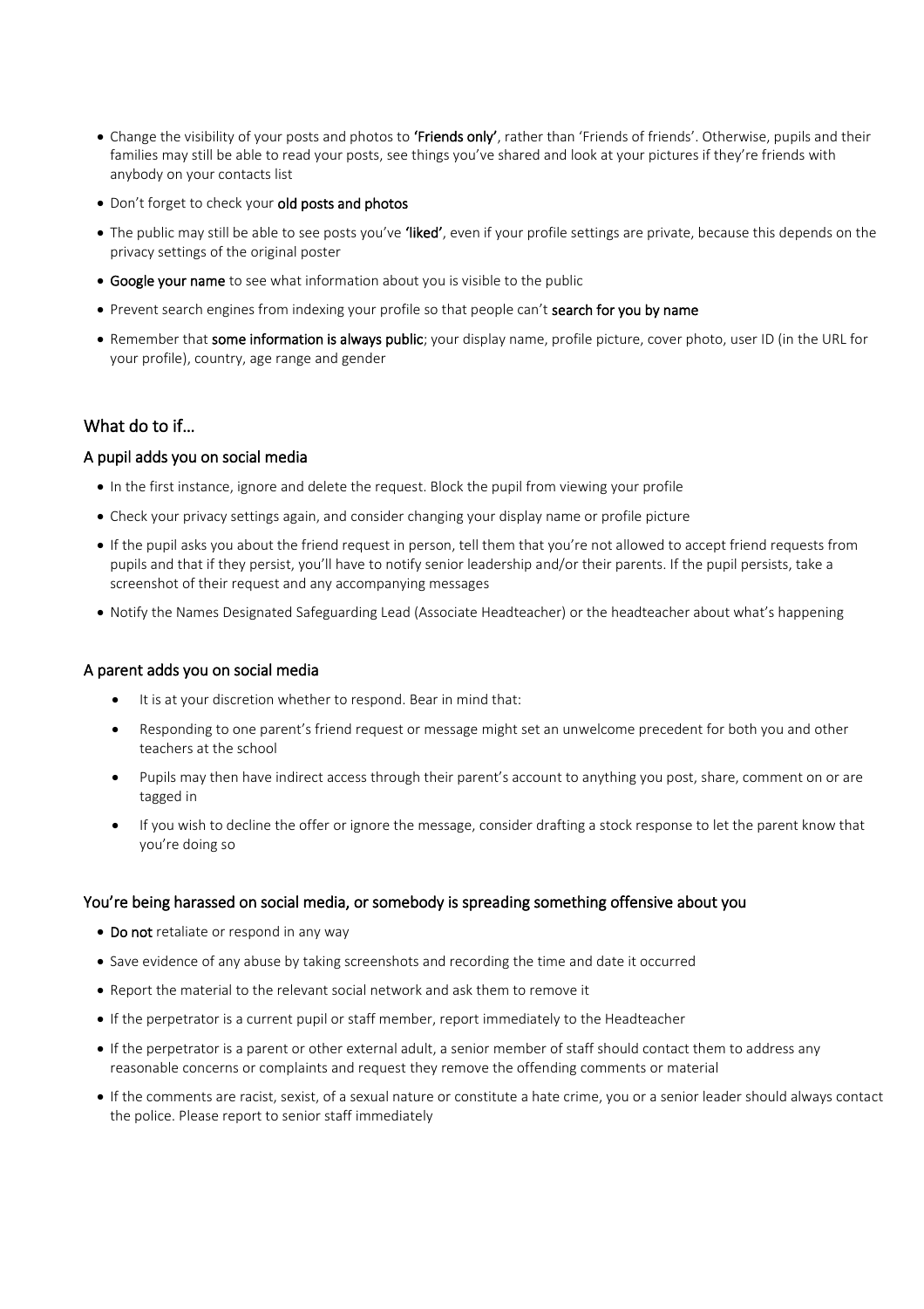- Change the visibility of your posts and photos to **'Friends only'**, rather than 'Friends of friends'. Otherwise, pupils and their families may still be able to read your posts, see things you've shared and look at your pictures if they're friends with anybody on your contacts list
- Don't forget to check your **old posts and photos**
- The public may still be able to see posts you've **'liked'**, even if your profile settings are private, because this depends on the privacy settings of the original poster
- **Google your name** to see what information about you is visible to the public
- Prevent search engines from indexing your profile so that people can't **search for you by name**
- Remember that **some information is always public**; your display name, profile picture, cover photo, user ID (in the URL for your profile), country, age range and gender

## What do to if…

### A pupil adds you on social media

- In the first instance, ignore and delete the request. Block the pupil from viewing your profile
- Check your privacy settings again, and consider changing your display name or profile picture
- If the pupil asks you about the friend request in person, tell them that you're not allowed to accept friend requests from pupils and that if they persist, you'll have to notify senior leadership and/or their parents. If the pupil persists, take a screenshot of their request and any accompanying messages
- Notify the Names Designated Safeguarding Lead (Associate Headteacher) or the headteacher about what's happening

### A parent adds you on social media

- It is at your discretion whether to respond. Bear in mind that:
- Responding to one parent's friend request or message might set an unwelcome precedent for both you and other teachers at the school
- Pupils may then have indirect access through their parent's account to anything you post, share, comment on or are tagged in
- If you wish to decline the offer or ignore the message, consider drafting a stock response to let the parent know that you're doing so

### You're being harassed on social media, or somebody is spreading something offensive about you

- **Do not** retaliate or respond in any way
- Save evidence of any abuse by taking screenshots and recording the time and date it occurred
- Report the material to the relevant social network and ask them to remove it
- If the perpetrator is a current pupil or staff member, report immediately to the Headteacher
- If the perpetrator is a parent or other external adult, a senior member of staff should contact them to address any reasonable concerns or complaints and request they remove the offending comments or material
- If the comments are racist, sexist, of a sexual nature or constitute a hate crime, you or a senior leader should always contact the police. Please report to senior staff immediately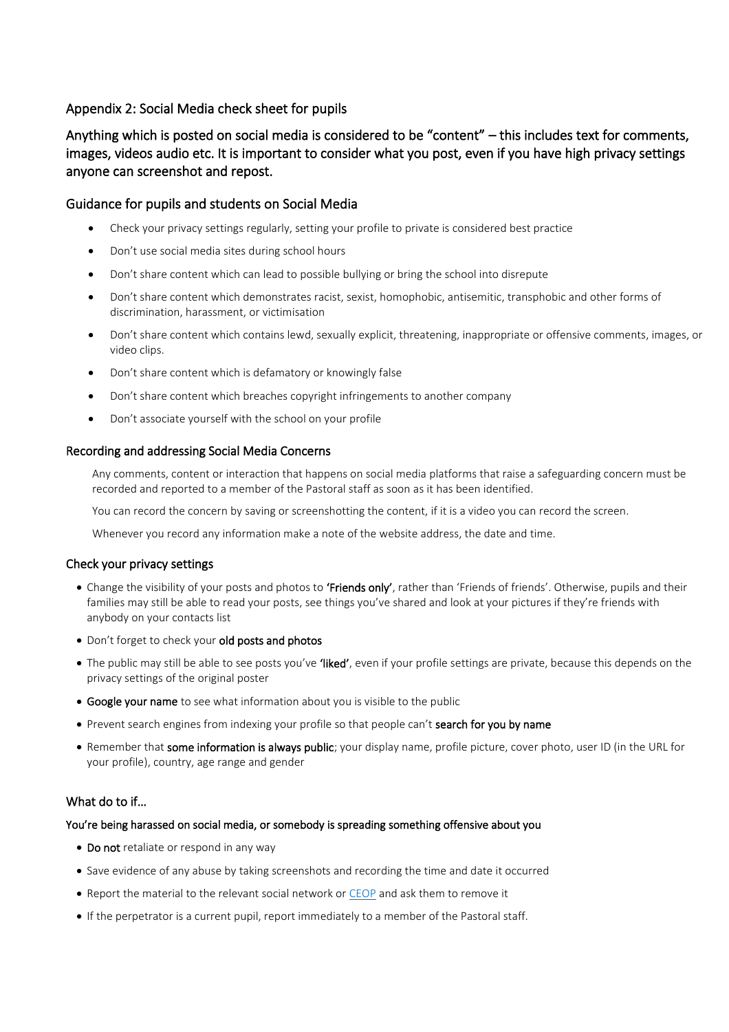## Appendix 2: Social Media check sheet for pupils

Anything which is posted on social media is considered to be "content" – this includes text for comments, images, videos audio etc. It is important to consider what you post, even if you have high privacy settings anyone can screenshot and repost.

### Guidance for pupils and students on Social Media

- Check your privacy settings regularly, setting your profile to private is considered best practice
- Don't use social media sites during school hours
- Don't share content which can lead to possible bullying or bring the school into disrepute
- Don't share content which demonstrates racist, sexist, homophobic, antisemitic, transphobic and other forms of discrimination, harassment, or victimisation
- Don't share content which contains lewd, sexually explicit, threatening, inappropriate or offensive comments, images, or video clips.
- Don't share content which is defamatory or knowingly false
- Don't share content which breaches copyright infringements to another company
- Don't associate yourself with the school on your profile

#### Recording and addressing Social Media Concerns

Any comments, content or interaction that happens on social media platforms that raise a safeguarding concern must be recorded and reported to a member of the Pastoral staff as soon as it has been identified.

You can record the concern by saving or screenshotting the content, if it is a video you can record the screen.

Whenever you record any information make a note of the website address, the date and time.

#### Check your privacy settings

- Change the visibility of your posts and photos to **'Friends only'**, rather than 'Friends of friends'. Otherwise, pupils and their families may still be able to read your posts, see things you've shared and look at your pictures if they're friends with anybody on your contacts list
- Don't forget to check your **old posts and photos**
- The public may still be able to see posts you've **'liked'**, even if your profile settings are private, because this depends on the privacy settings of the original poster
- **Google your name** to see what information about you is visible to the public
- Prevent search engines from indexing your profile so that people can't **search for you by name**
- Remember that **some information is always public**; your display name, profile picture, cover photo, user ID (in the URL for your profile), country, age range and gender

### What do to if…

#### You're being harassed on social media, or somebody is spreading something offensive about you

- **Do not** retaliate or respond in any way
- Save evidence of any abuse by taking screenshots and recording the time and date it occurred
- Report the material to the relevant social network or CEOP and ask them to remove it
- If the perpetrator is a current pupil, report immediately to a member of the Pastoral staff.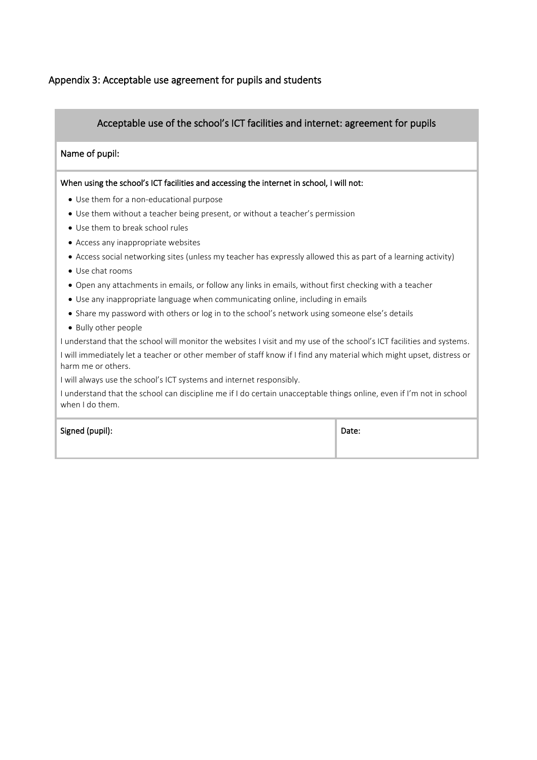## Appendix 3: Acceptable use agreement for pupils and students

| Acceptable use of the school's ICT facilities and internet: agreement for pupils | |
|---|---|
| Name of pupil: | |
| **When using the school's ICT facilities and accessing the internet in school, I will not:**<br>• Use them for a non-educational purpose<br>• Use them without a teacher being present, or without a teacher's permission<br>• Use them to break school rules<br>• Access any inappropriate websites<br>• Access social networking sites (unless my teacher has expressly allowed this as part of a learning activity)<br>• Use chat rooms<br>• Open any attachments in emails, or follow any links in emails, without first checking with a teacher<br>• Use any inappropriate language when communicating online, including in emails<br>• Share my password with others or log in to the school's network using someone else's details<br>• Bully other people<br>I understand that the school will monitor the websites I visit and my use of the school's ICT facilities and systems.<br>I will immediately let a teacher or other member of staff know if I find any material which might upset, distress or harm me or others.<br>I will always use the school's ICT systems and internet responsibly.<br>I understand that the school can discipline me if I do certain unacceptable things online, even if I'm not in school when I do them. | |
| Signed (pupil): | Date: |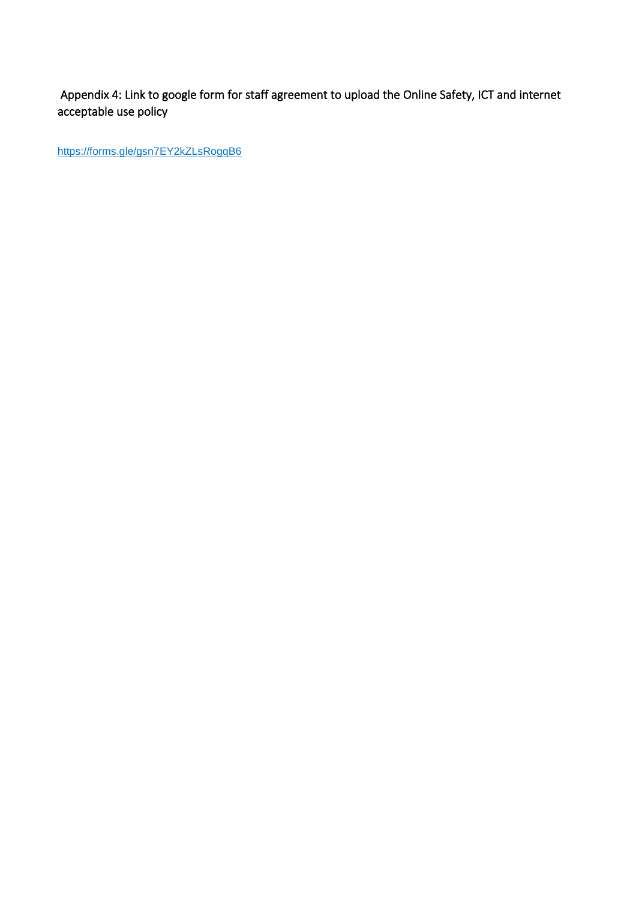Appendix 4: Link to google form for staff agreement to upload the Online Safety, ICT and internet acceptable use policy

https://forms.gle/gsn7EY2kZLsRogqB6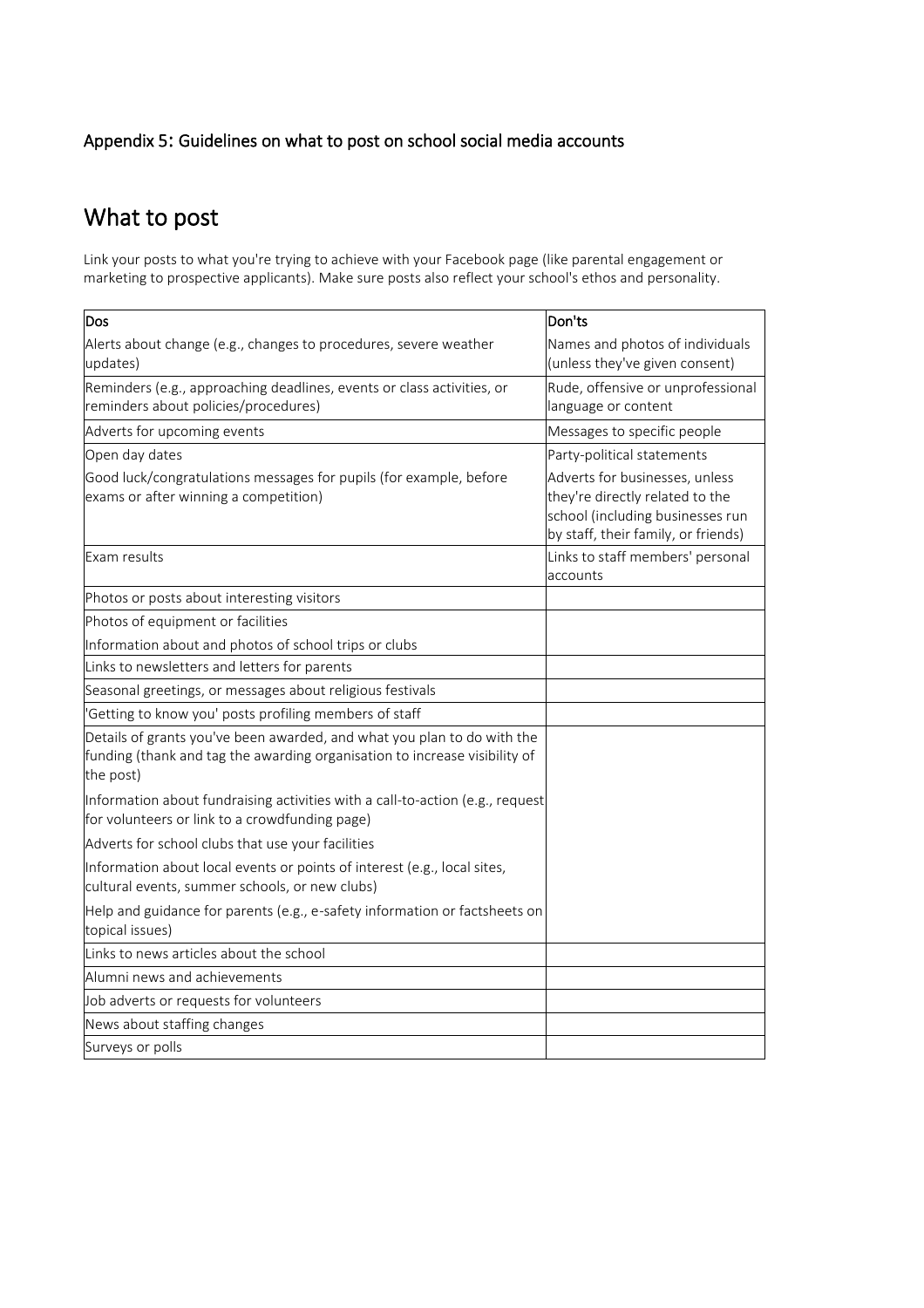### Appendix 5: Guidelines on what to post on school social media accounts

## What to post

Link your posts to what you're trying to achieve with your Facebook page (like parental engagement or marketing to prospective applicants). Make sure posts also reflect your school's ethos and personality.

| Dos | Don'ts |
|---|---|
| Alerts about change (e.g., changes to procedures, severe weather updates) | Names and photos of individuals (unless they've given consent) |
| Reminders (e.g., approaching deadlines, events or class activities, or reminders about policies/procedures) | Rude, offensive or unprofessional language or content |
| Adverts for upcoming events | Messages to specific people |
| Open day dates | Party-political statements |
| Good luck/congratulations messages for pupils (for example, before exams or after winning a competition) | Adverts for businesses, unless they're directly related to the school (including businesses run by staff, their family, or friends) |
| Exam results | Links to staff members' personal accounts |
| Photos or posts about interesting visitors | |
| Photos of equipment or facilities | |
| Information about and photos of school trips or clubs | |
| Links to newsletters and letters for parents | |
| Seasonal greetings, or messages about religious festivals | |
| 'Getting to know you' posts profiling members of staff | |
| Details of grants you've been awarded, and what you plan to do with the funding (thank and tag the awarding organisation to increase visibility of the post) | |
| Information about fundraising activities with a call-to-action (e.g., request for volunteers or link to a crowdfunding page) | |
| Adverts for school clubs that use your facilities | |
| Information about local events or points of interest (e.g., local sites, cultural events, summer schools, or new clubs) | |
| Help and guidance for parents (e.g., e-safety information or factsheets on topical issues) | |
| Links to news articles about the school | |
| Alumni news and achievements | |
| Job adverts or requests for volunteers | |
| News about staffing changes | |
| Surveys or polls | |